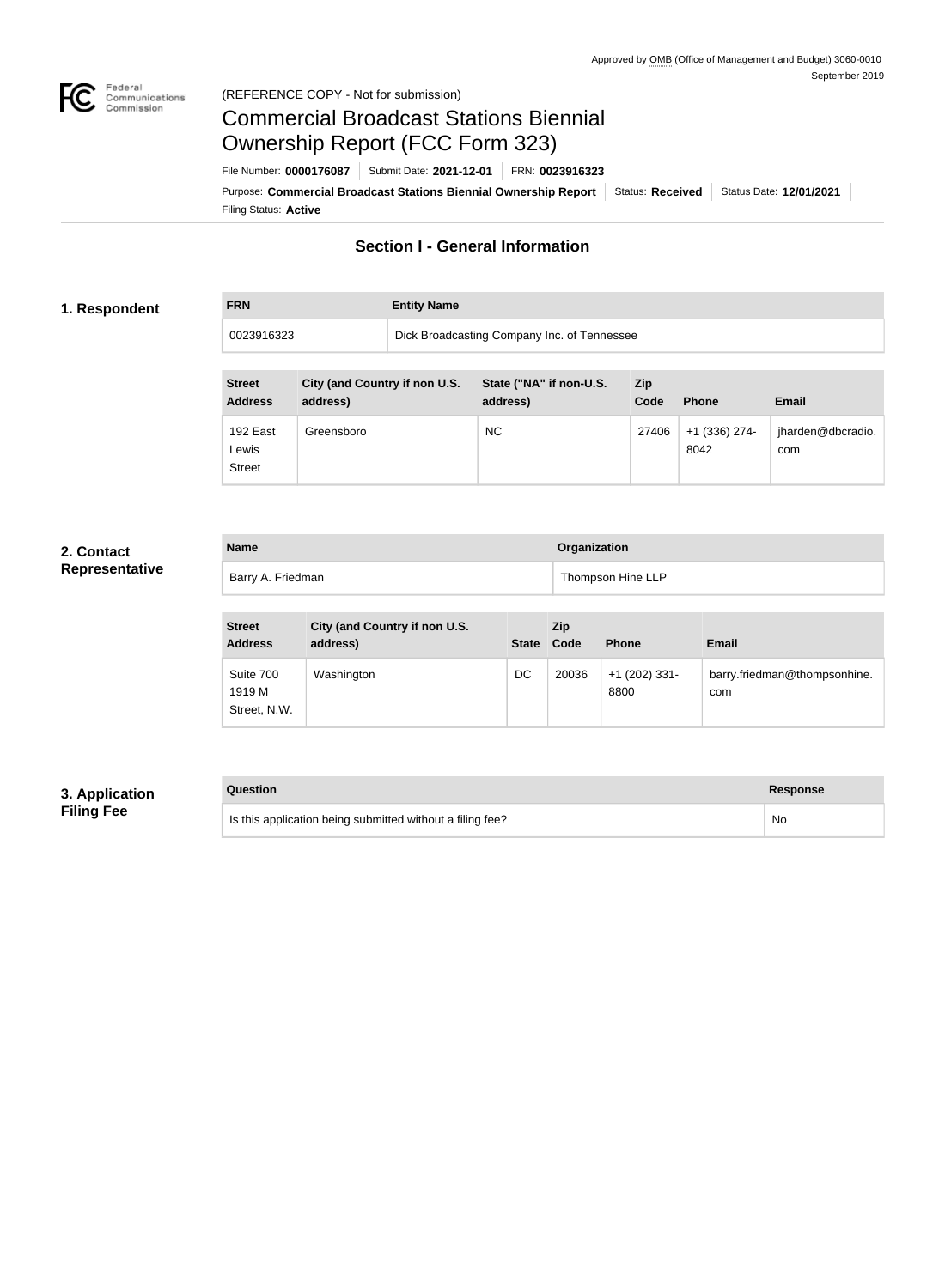Approved by OMB (Office of Management and Budget) 3060-0010
September 2019

(REFERENCE COPY - Not for submission)

# Commercial Broadcast Stations Biennial Ownership Report (FCC Form 323)

File Number: **0000176087** | Submit Date: **2021-12-01** | FRN: **0023916323**

Purpose: **Commercial Broadcast Stations Biennial Ownership Report** | Status: **Received** | Status Date: **12/01/2021**

Filing Status: **Active**

## Section I - General Information

### 1. Respondent

| FRN | Entity Name |
| --- | --- |
| 0023916323 | Dick Broadcasting Company Inc. of Tennessee |

| Street Address | City (and Country if non U.S. address) | State ("NA" if non-U.S. address) | Zip Code | Phone | Email |
| --- | --- | --- | --- | --- | --- |
| 192 East Lewis Street | Greensboro | NC | 27406 | +1 (336) 274-8042 | jharden@dbcradio.com |

### 2. Contact Representative

| Name | Organization |
| --- | --- |
| Barry A. Friedman | Thompson Hine LLP |

| Street Address | City (and Country if non U.S. address) | State | Zip Code | Phone | Email |
| --- | --- | --- | --- | --- | --- |
| Suite 700 1919 M Street, N.W. | Washington | DC | 20036 | +1 (202) 331-8800 | barry.friedman@thompsonhine.com |

### 3. Application Filing Fee

| Question | Response |
| --- | --- |
| Is this application being submitted without a filing fee? | No |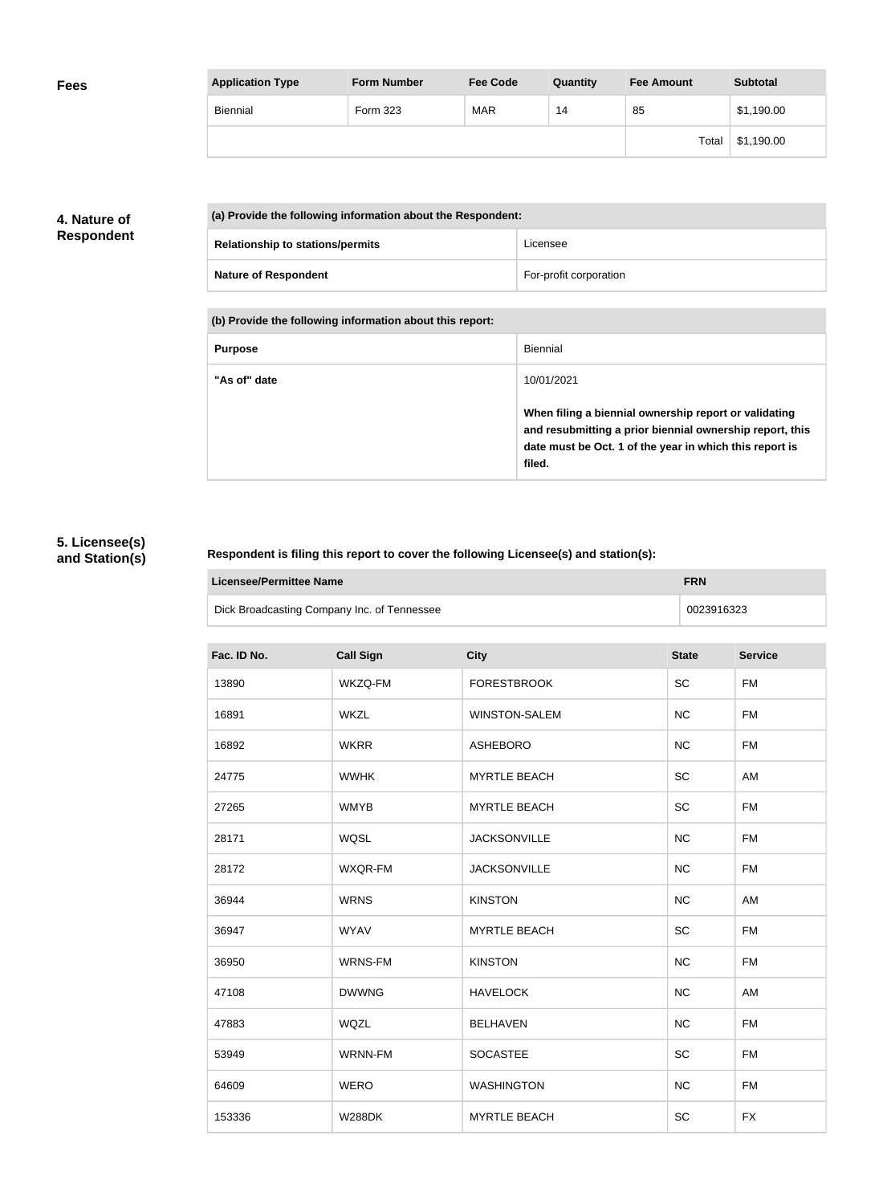## Fees

| Application Type | Form Number | Fee Code | Quantity | Fee Amount | Subtotal |
|---|---|---|---|---|---|
| Biennial | Form 323 | MAR | 14 | 85 | $1,190.00 |
| | | | | Total | $1,190.00 |

## 4. Nature of Respondent

| (a) Provide the following information about the Respondent: | |
|---|---|
| **Relationship to stations/permits** | Licensee |
| **Nature of Respondent** | For-profit corporation |

| (b) Provide the following information about this report: | |
|---|---|
| **Purpose** | Biennial |
| **"As of" date** | 10/01/2021<br><br>**When filing a biennial ownership report or validating and resubmitting a prior biennial ownership report, this date must be Oct. 1 of the year in which this report is filed.** |

## 5. Licensee(s) and Station(s)

**Respondent is filing this report to cover the following Licensee(s) and station(s):**

| Licensee/Permittee Name | FRN |
|---|---|
| Dick Broadcasting Company Inc. of Tennessee | 0023916323 |

| Fac. ID No. | Call Sign | City | State | Service |
|---|---|---|---|---|
| 13890 | WKZQ-FM | FORESTBROOK | SC | FM |
| 16891 | WKZL | WINSTON-SALEM | NC | FM |
| 16892 | WKRR | ASHEBORO | NC | FM |
| 24775 | WWHK | MYRTLE BEACH | SC | AM |
| 27265 | WMYB | MYRTLE BEACH | SC | FM |
| 28171 | WQSL | JACKSONVILLE | NC | FM |
| 28172 | WXQR-FM | JACKSONVILLE | NC | FM |
| 36944 | WRNS | KINSTON | NC | AM |
| 36947 | WYAV | MYRTLE BEACH | SC | FM |
| 36950 | WRNS-FM | KINSTON | NC | FM |
| 47108 | DWWNG | HAVELOCK | NC | AM |
| 47883 | WQZL | BELHAVEN | NC | FM |
| 53949 | WRNN-FM | SOCASTEE | SC | FM |
| 64609 | WERO | WASHINGTON | NC | FM |
| 153336 | W288DK | MYRTLE BEACH | SC | FX |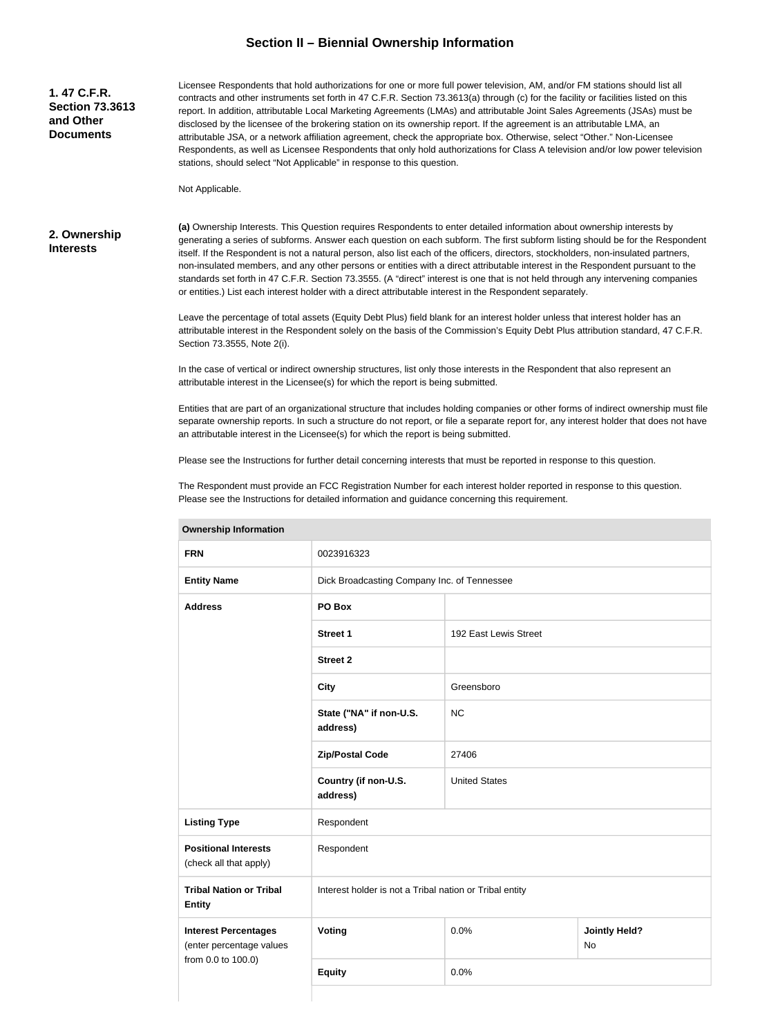# Section II – Biennial Ownership Information

**1. 47 C.F.R. Section 73.3613 and Other Documents**

Licensee Respondents that hold authorizations for one or more full power television, AM, and/or FM stations should list all contracts and other instruments set forth in 47 C.F.R. Section 73.3613(a) through (c) for the facility or facilities listed on this report. In addition, attributable Local Marketing Agreements (LMAs) and attributable Joint Sales Agreements (JSAs) must be disclosed by the licensee of the brokering station on its ownership report. If the agreement is an attributable LMA, an attributable JSA, or a network affiliation agreement, check the appropriate box. Otherwise, select "Other." Non-Licensee Respondents, as well as Licensee Respondents that only hold authorizations for Class A television and/or low power television stations, should select "Not Applicable" in response to this question.

Not Applicable.

**2. Ownership Interests**

**(a)** Ownership Interests. This Question requires Respondents to enter detailed information about ownership interests by generating a series of subforms. Answer each question on each subform. The first subform listing should be for the Respondent itself. If the Respondent is not a natural person, also list each of the officers, directors, stockholders, non-insulated partners, non-insulated members, and any other persons or entities with a direct attributable interest in the Respondent pursuant to the standards set forth in 47 C.F.R. Section 73.3555. (A "direct" interest is one that is not held through any intervening companies or entities.) List each interest holder with a direct attributable interest in the Respondent separately.

Leave the percentage of total assets (Equity Debt Plus) field blank for an interest holder unless that interest holder has an attributable interest in the Respondent solely on the basis of the Commission's Equity Debt Plus attribution standard, 47 C.F.R. Section 73.3555, Note 2(i).

In the case of vertical or indirect ownership structures, list only those interests in the Respondent that also represent an attributable interest in the Licensee(s) for which the report is being submitted.

Entities that are part of an organizational structure that includes holding companies or other forms of indirect ownership must file separate ownership reports. In such a structure do not report, or file a separate report for, any interest holder that does not have an attributable interest in the Licensee(s) for which the report is being submitted.

Please see the Instructions for further detail concerning interests that must be reported in response to this question.

The Respondent must provide an FCC Registration Number for each interest holder reported in response to this question. Please see the Instructions for detailed information and guidance concerning this requirement.

| Ownership Information | | | |
|---|---|---|---|
| **FRN** | 0023916323 | | |
| **Entity Name** | Dick Broadcasting Company Inc. of Tennessee | | |
| **Address** | **PO Box** | | |
| | **Street 1** | 192 East Lewis Street | |
| | **Street 2** | | |
| | **City** | Greensboro | |
| | **State ("NA" if non-U.S. address)** | NC | |
| | **Zip/Postal Code** | 27406 | |
| | **Country (if non-U.S. address)** | United States | |
| **Listing Type** | Respondent | | |
| **Positional Interests** (check all that apply) | Respondent | | |
| **Tribal Nation or Tribal Entity** | Interest holder is not a Tribal nation or Tribal entity | | |
| **Interest Percentages** (enter percentage values from 0.0 to 100.0) | **Voting** | 0.0% | **Jointly Held?** No |
| | **Equity** | 0.0% | |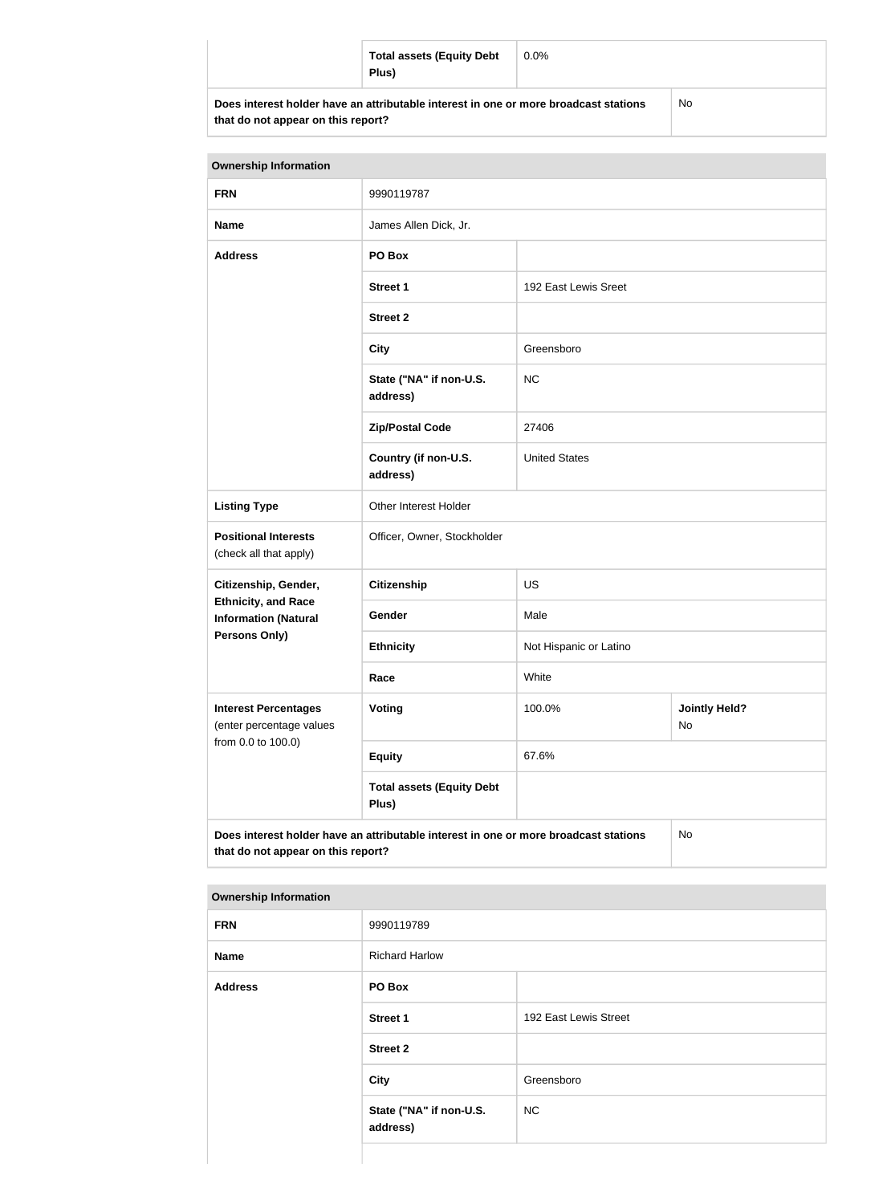| | Total assets (Equity Debt Plus) | 0.0% | |
|---|---|---|---|
| Does interest holder have an attributable interest in one or more broadcast stations that do not appear on this report? | | | No |

| Ownership Information | | | |
|---|---|---|---|
| FRN | 9990119787 | | |
| Name | James Allen Dick, Jr. | | |
| Address | PO Box | | |
| | Street 1 | 192 East Lewis Sreet | |
| | Street 2 | | |
| | City | Greensboro | |
| | State ("NA" if non-U.S. address) | NC | |
| | Zip/Postal Code | 27406 | |
| | Country (if non-U.S. address) | United States | |
| Listing Type | Other Interest Holder | | |
| Positional Interests (check all that apply) | Officer, Owner, Stockholder | | |
| Citizenship, Gender, Ethnicity, and Race Information (Natural Persons Only) | Citizenship | US | |
| | Gender | Male | |
| | Ethnicity | Not Hispanic or Latino | |
| | Race | White | |
| Interest Percentages (enter percentage values from 0.0 to 100.0) | Voting | 100.0% | Jointly Held? No |
| | Equity | 67.6% | |
| | Total assets (Equity Debt Plus) | | |
| Does interest holder have an attributable interest in one or more broadcast stations that do not appear on this report? | | | No |

| Ownership Information | | |
|---|---|---|
| FRN | 9990119789 | |
| Name | Richard Harlow | |
| Address | PO Box | |
| | Street 1 | 192 East Lewis Street |
| | Street 2 | |
| | City | Greensboro |
| | State ("NA" if non-U.S. address) | NC |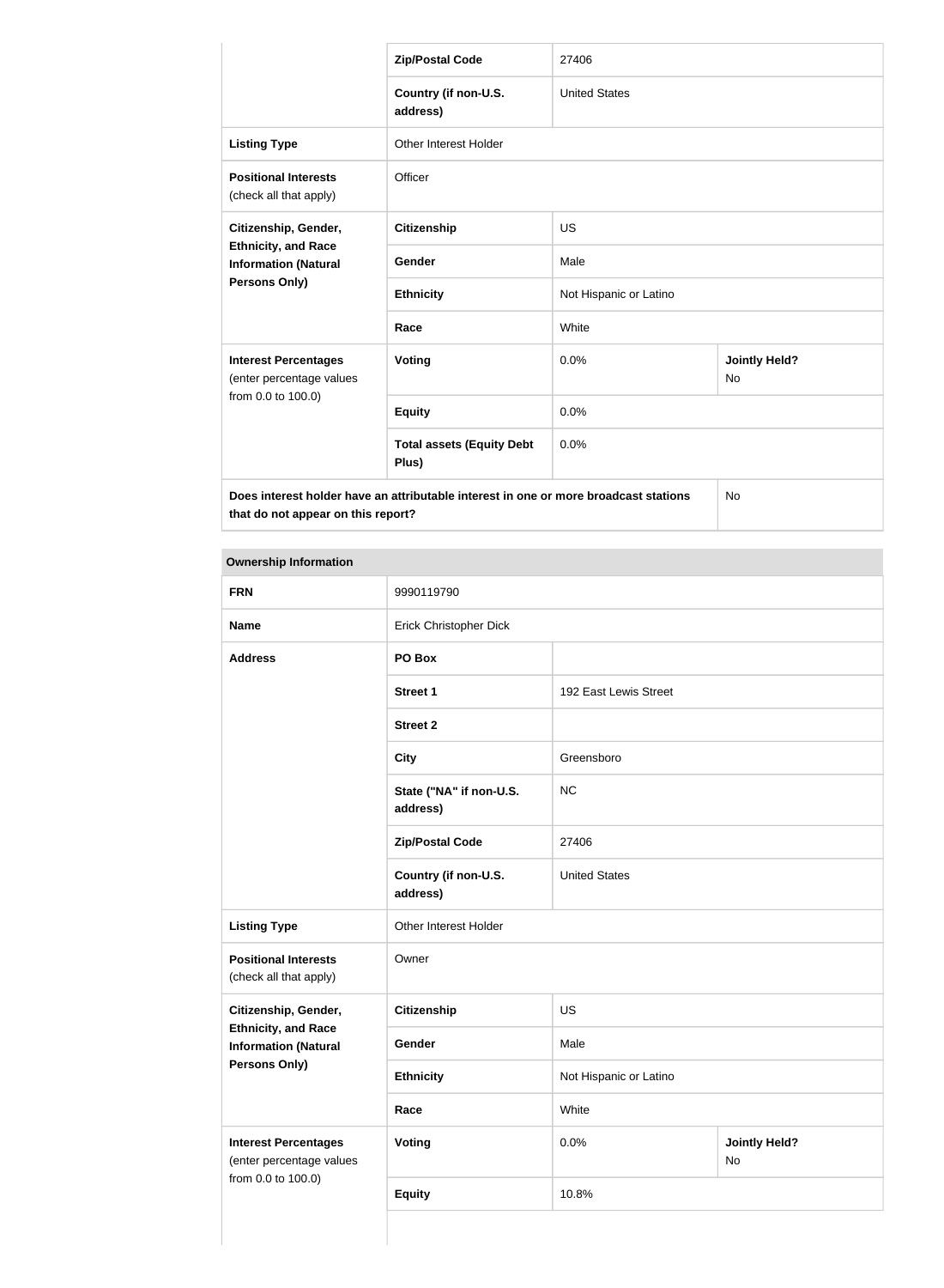| | | | |
|---|---|---|---|
| | **Zip/Postal Code** | 27406 | |
| | **Country (if non-U.S. address)** | United States | |
| **Listing Type** | Other Interest Holder | | |
| **Positional Interests** (check all that apply) | Officer | | |
| **Citizenship, Gender, Ethnicity, and Race Information (Natural Persons Only)** | **Citizenship** | US | |
| | **Gender** | Male | |
| | **Ethnicity** | Not Hispanic or Latino | |
| | **Race** | White | |
| **Interest Percentages** (enter percentage values from 0.0 to 100.0) | **Voting** | 0.0% | **Jointly Held?** No |
| | **Equity** | 0.0% | |
| | **Total assets (Equity Debt Plus)** | 0.0% | |
| **Does interest holder have an attributable interest in one or more broadcast stations that do not appear on this report?** | | | No |

| **Ownership Information** | | | |
|---|---|---|---|
| **FRN** | 9990119790 | | |
| **Name** | Erick Christopher Dick | | |
| **Address** | **PO Box** | | |
| | **Street 1** | 192 East Lewis Street | |
| | **Street 2** | | |
| | **City** | Greensboro | |
| | **State ("NA" if non-U.S. address)** | NC | |
| | **Zip/Postal Code** | 27406 | |
| | **Country (if non-U.S. address)** | United States | |
| **Listing Type** | Other Interest Holder | | |
| **Positional Interests** (check all that apply) | Owner | | |
| **Citizenship, Gender, Ethnicity, and Race Information (Natural Persons Only)** | **Citizenship** | US | |
| | **Gender** | Male | |
| | **Ethnicity** | Not Hispanic or Latino | |
| | **Race** | White | |
| **Interest Percentages** (enter percentage values from 0.0 to 100.0) | **Voting** | 0.0% | **Jointly Held?** No |
| | **Equity** | 10.8% | |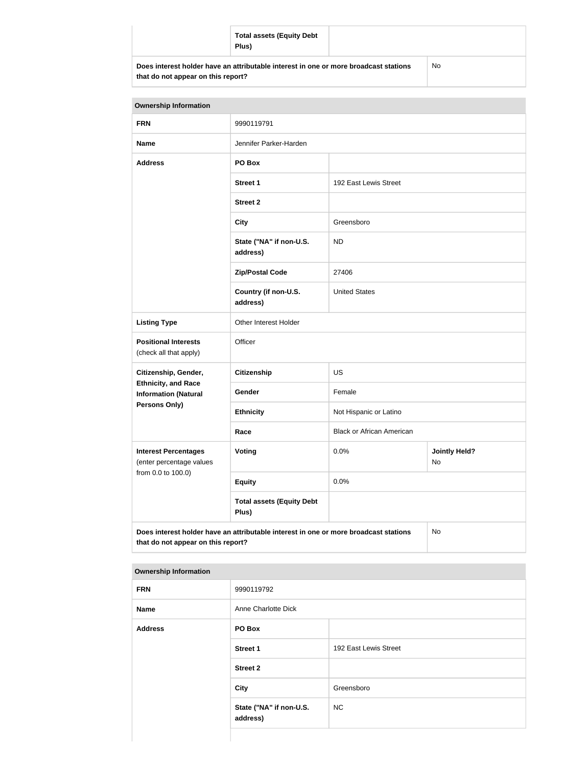| | Total assets (Equity Debt Plus) | |
|---|---|---|
| Does interest holder have an attributable interest in one or more broadcast stations that do not appear on this report? | | No |

| Ownership Information | | | |
|---|---|---|---|
| FRN | 9990119791 | | |
| Name | Jennifer Parker-Harden | | |
| Address | PO Box | | |
| | Street 1 | 192 East Lewis Street | |
| | Street 2 | | |
| | City | Greensboro | |
| | State ("NA" if non-U.S. address) | ND | |
| | Zip/Postal Code | 27406 | |
| | Country (if non-U.S. address) | United States | |
| Listing Type | Other Interest Holder | | |
| Positional Interests (check all that apply) | Officer | | |
| Citizenship, Gender, Ethnicity, and Race Information (Natural Persons Only) | Citizenship | US | |
| | Gender | Female | |
| | Ethnicity | Not Hispanic or Latino | |
| | Race | Black or African American | |
| Interest Percentages (enter percentage values from 0.0 to 100.0) | Voting | 0.0% | Jointly Held? No |
| | Equity | 0.0% | |
| | Total assets (Equity Debt Plus) | | |
| Does interest holder have an attributable interest in one or more broadcast stations that do not appear on this report? | | | No |

| Ownership Information | | |
|---|---|---|
| FRN | 9990119792 | |
| Name | Anne Charlotte Dick | |
| Address | PO Box | |
| | Street 1 | 192 East Lewis Street |
| | Street 2 | |
| | City | Greensboro |
| | State ("NA" if non-U.S. address) | NC |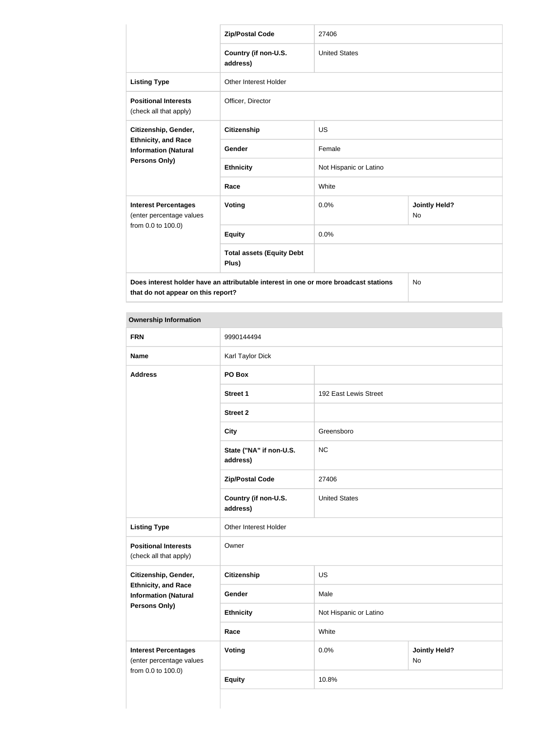| | | | |
|---|---|---|---|
| | **Zip/Postal Code** | 27406 | |
| | **Country (if non-U.S. address)** | United States | |
| **Listing Type** | Other Interest Holder | | |
| **Positional Interests** (check all that apply) | Officer, Director | | |
| **Citizenship, Gender, Ethnicity, and Race Information (Natural Persons Only)** | **Citizenship** | US | |
| | **Gender** | Female | |
| | **Ethnicity** | Not Hispanic or Latino | |
| | **Race** | White | |
| **Interest Percentages** (enter percentage values from 0.0 to 100.0) | **Voting** | 0.0% | **Jointly Held?** No |
| | **Equity** | 0.0% | |
| | **Total assets (Equity Debt Plus)** | | |
| **Does interest holder have an attributable interest in one or more broadcast stations that do not appear on this report?** | | | No |

| **Ownership Information** | | | |
|---|---|---|---|
| **FRN** | 9990144494 | | |
| **Name** | Karl Taylor Dick | | |
| **Address** | **PO Box** | | |
| | **Street 1** | 192 East Lewis Street | |
| | **Street 2** | | |
| | **City** | Greensboro | |
| | **State ("NA" if non-U.S. address)** | NC | |
| | **Zip/Postal Code** | 27406 | |
| | **Country (if non-U.S. address)** | United States | |
| **Listing Type** | Other Interest Holder | | |
| **Positional Interests** (check all that apply) | Owner | | |
| **Citizenship, Gender, Ethnicity, and Race Information (Natural Persons Only)** | **Citizenship** | US | |
| | **Gender** | Male | |
| | **Ethnicity** | Not Hispanic or Latino | |
| | **Race** | White | |
| **Interest Percentages** (enter percentage values from 0.0 to 100.0) | **Voting** | 0.0% | **Jointly Held?** No |
| | **Equity** | 10.8% | |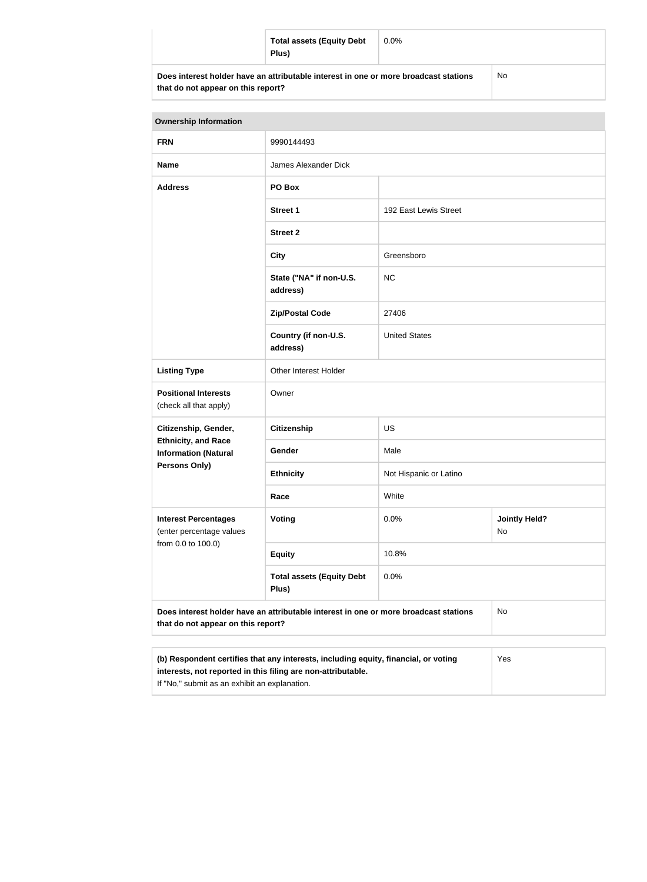| | | |
|---|---|---|
| | **Total assets (Equity Debt Plus)** | 0.0% |
| **Does interest holder have an attributable interest in one or more broadcast stations that do not appear on this report?** | | No |

| **Ownership Information** | | | |
|---|---|---|---|
| **FRN** | 9990144493 | | |
| **Name** | James Alexander Dick | | |
| **Address** | **PO Box** | | |
| | **Street 1** | 192 East Lewis Street | |
| | **Street 2** | | |
| | **City** | Greensboro | |
| | **State ("NA" if non-U.S. address)** | NC | |
| | **Zip/Postal Code** | 27406 | |
| | **Country (if non-U.S. address)** | United States | |
| **Listing Type** | Other Interest Holder | | |
| **Positional Interests** (check all that apply) | Owner | | |
| **Citizenship, Gender, Ethnicity, and Race Information (Natural Persons Only)** | **Citizenship** | US | |
| | **Gender** | Male | |
| | **Ethnicity** | Not Hispanic or Latino | |
| | **Race** | White | |
| **Interest Percentages** (enter percentage values from 0.0 to 100.0) | **Voting** | 0.0% | **Jointly Held?** No |
| | **Equity** | 10.8% | |
| | **Total assets (Equity Debt Plus)** | 0.0% | |
| **Does interest holder have an attributable interest in one or more broadcast stations that do not appear on this report?** | | | No |

| | |
|---|---|
| **(b) Respondent certifies that any interests, including equity, financial, or voting interests, not reported in this filing are non-attributable.** If "No," submit as an exhibit an explanation. | Yes |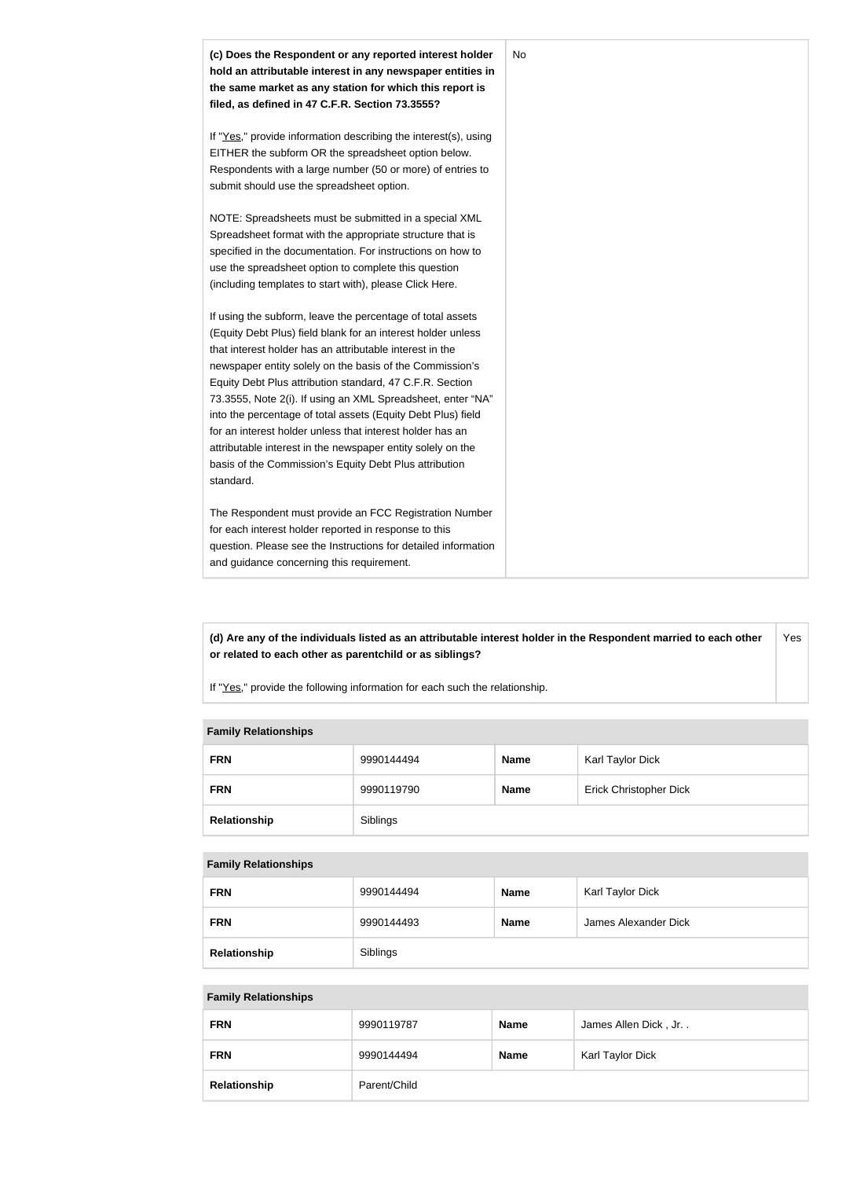| **(c) Does the Respondent or any reported interest holder hold an attributable interest in any newspaper entities in the same market as any station for which this report is filed, as defined in 47 C.F.R. Section 73.3555?**<br><br>If "Yes," provide information describing the interest(s), using EITHER the subform OR the spreadsheet option below. Respondents with a large number (50 or more) of entries to submit should use the spreadsheet option.<br><br>NOTE: Spreadsheets must be submitted in a special XML Spreadsheet format with the appropriate structure that is specified in the documentation. For instructions on how to use the spreadsheet option to complete this question (including templates to start with), please Click Here.<br><br>If using the subform, leave the percentage of total assets (Equity Debt Plus) field blank for an interest holder unless that interest holder has an attributable interest in the newspaper entity solely on the basis of the Commission's Equity Debt Plus attribution standard, 47 C.F.R. Section 73.3555, Note 2(i). If using an XML Spreadsheet, enter "NA" into the percentage of total assets (Equity Debt Plus) field for an interest holder unless that interest holder has an attributable interest in the newspaper entity solely on the basis of the Commission's Equity Debt Plus attribution standard.<br><br>The Respondent must provide an FCC Registration Number for each interest holder reported in response to this question. Please see the Instructions for detailed information and guidance concerning this requirement. | No |
|---|---|

| **(d) Are any of the individuals listed as an attributable interest holder in the Respondent married to each other or related to each other as parentchild or as siblings?**<br><br>If "Yes," provide the following information for each such the relationship. | Yes |
|---|---|

| **Family Relationships** | | | |
|---|---|---|---|
| **FRN** | 9990144494 | **Name** | Karl Taylor Dick |
| **FRN** | 9990119790 | **Name** | Erick Christopher Dick |
| **Relationship** | Siblings | | |

| **Family Relationships** | | | |
|---|---|---|---|
| **FRN** | 9990144494 | **Name** | Karl Taylor Dick |
| **FRN** | 9990144493 | **Name** | James Alexander Dick |
| **Relationship** | Siblings | | |

| **Family Relationships** | | | |
|---|---|---|---|
| **FRN** | 9990119787 | **Name** | James Allen Dick , Jr. . |
| **FRN** | 9990144494 | **Name** | Karl Taylor Dick |
| **Relationship** | Parent/Child | | |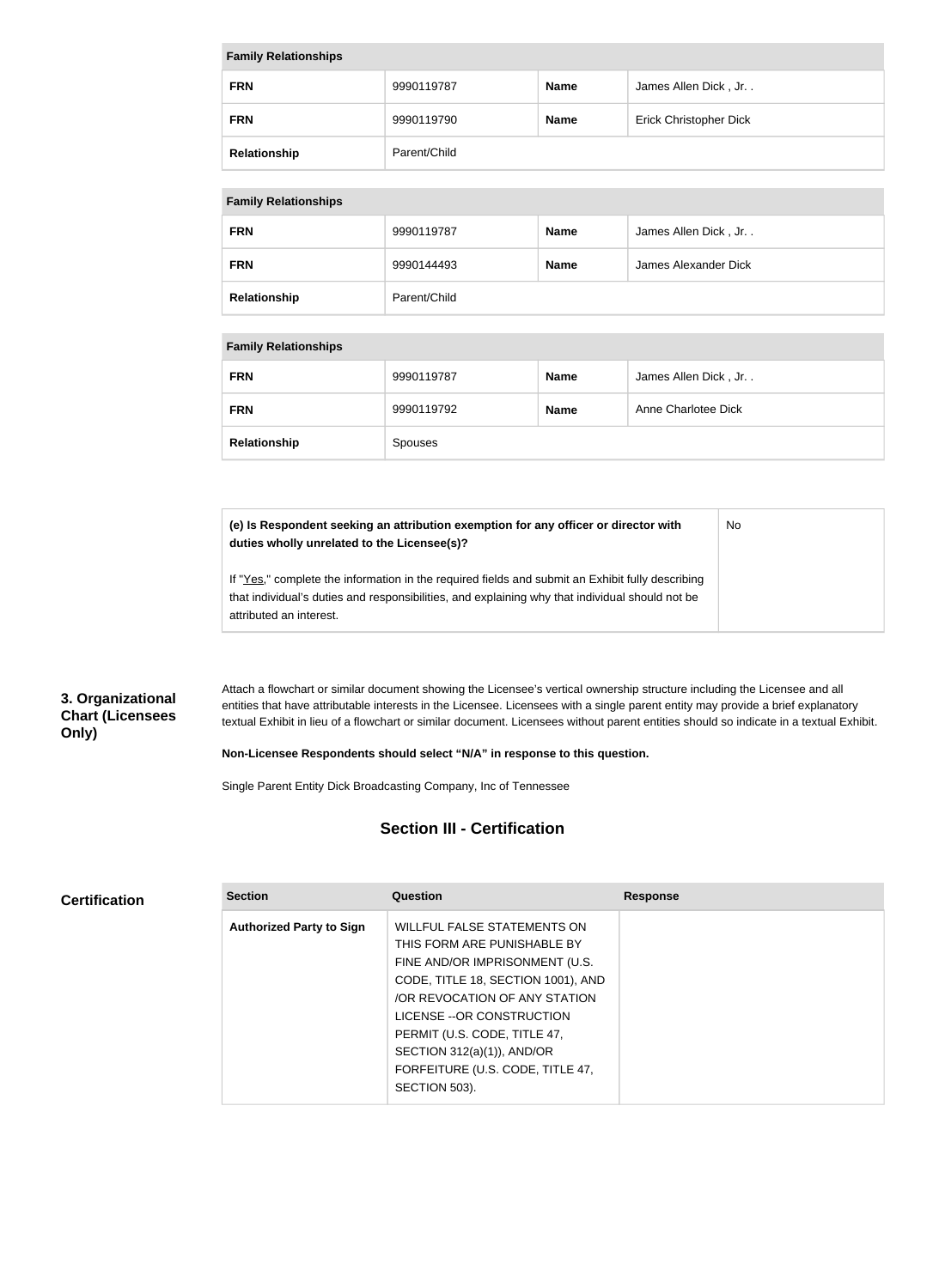| Family Relationships | | | |
|---|---|---|---|
| **FRN** | 9990119787 | **Name** | James Allen Dick , Jr. . |
| **FRN** | 9990119790 | **Name** | Erick Christopher Dick |
| **Relationship** | Parent/Child | | |

| Family Relationships | | | |
|---|---|---|---|
| **FRN** | 9990119787 | **Name** | James Allen Dick , Jr. . |
| **FRN** | 9990144493 | **Name** | James Alexander Dick |
| **Relationship** | Parent/Child | | |

| Family Relationships | | | |
|---|---|---|---|
| **FRN** | 9990119787 | **Name** | James Allen Dick , Jr. . |
| **FRN** | 9990119792 | **Name** | Anne Charlotee Dick |
| **Relationship** | Spouses | | |

| | |
|---|---|
| **(e) Is Respondent seeking an attribution exemption for any officer or director with duties wholly unrelated to the Licensee(s)?**<br><br>If "Yes," complete the information in the required fields and submit an Exhibit fully describing that individual's duties and responsibilities, and explaining why that individual should not be attributed an interest. | No |

**3. Organizational Chart (Licensees Only)**

Attach a flowchart or similar document showing the Licensee's vertical ownership structure including the Licensee and all entities that have attributable interests in the Licensee. Licensees with a single parent entity may provide a brief explanatory textual Exhibit in lieu of a flowchart or similar document. Licensees without parent entities should so indicate in a textual Exhibit.

**Non-Licensee Respondents should select "N/A" in response to this question.**

Single Parent Entity Dick Broadcasting Company, Inc of Tennessee

## Section III - Certification

**Certification**

| Section | Question | Response |
|---|---|---|
| **Authorized Party to Sign** | WILLFUL FALSE STATEMENTS ON THIS FORM ARE PUNISHABLE BY FINE AND/OR IMPRISONMENT (U.S. CODE, TITLE 18, SECTION 1001), AND /OR REVOCATION OF ANY STATION LICENSE --OR CONSTRUCTION PERMIT (U.S. CODE, TITLE 47, SECTION 312(a)(1)), AND/OR FORFEITURE (U.S. CODE, TITLE 47, SECTION 503). | |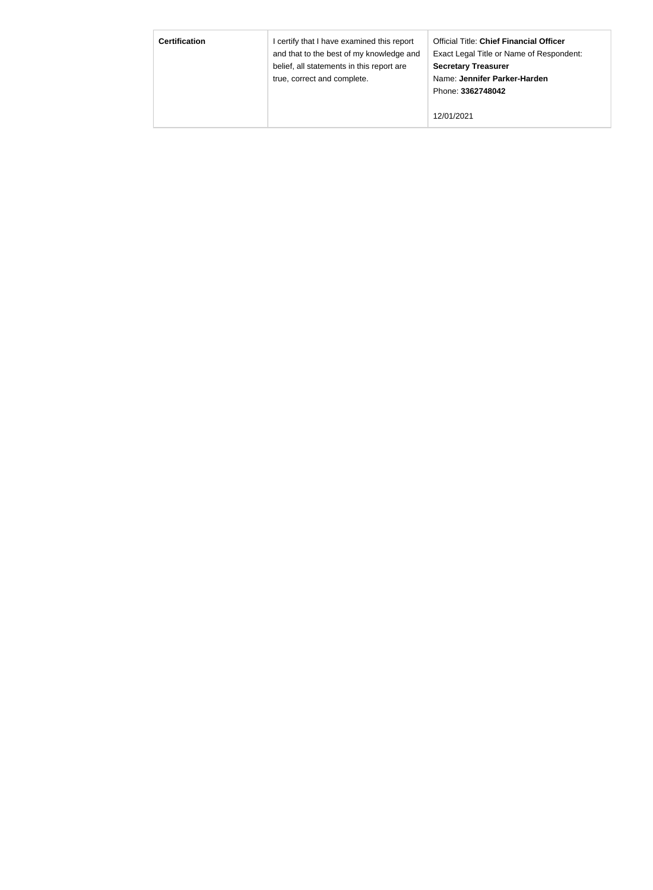| | | |
|---|---|---|
| **Certification** | I certify that I have examined this report and that to the best of my knowledge and belief, all statements in this report are true, correct and complete. | Official Title: **Chief Financial Officer**<br>Exact Legal Title or Name of Respondent: **Secretary Treasurer**<br>Name: **Jennifer Parker-Harden**<br>Phone: **3362748042**<br><br>12/01/2021 |